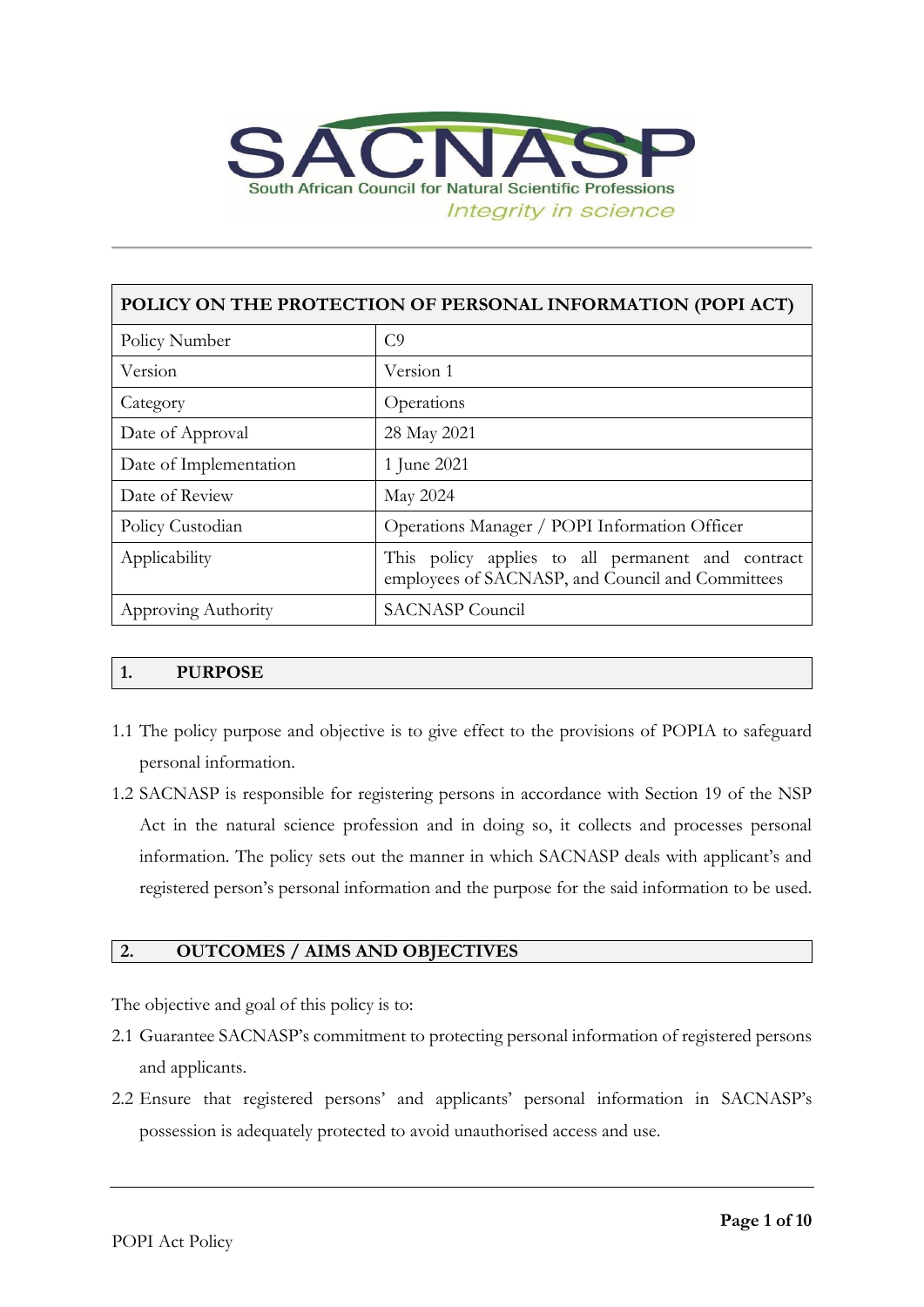| POLICY ON THE PROTECTION OF PERSONAL INFORMATION (POPI ACT) | |
|---|---|
| Policy Number | C9 |
| Version | Version 1 |
| Category | Operations |
| Date of Approval | 28 May 2021 |
| Date of Implementation | 1 June 2021 |
| Date of Review | May 2024 |
| Policy Custodian | Operations Manager / POPI Information Officer |
| Applicability | This policy applies to all permanent and contract employees of SACNASP, and Council and Committees |
| Approving Authority | SACNASP Council |

## 1. PURPOSE

1.1 The policy purpose and objective is to give effect to the provisions of POPIA to safeguard personal information.

1.2 SACNASP is responsible for registering persons in accordance with Section 19 of the NSP Act in the natural science profession and in doing so, it collects and processes personal information. The policy sets out the manner in which SACNASP deals with applicant's and registered person's personal information and the purpose for the said information to be used.

## 2. OUTCOMES / AIMS AND OBJECTIVES

The objective and goal of this policy is to:

2.1 Guarantee SACNASP's commitment to protecting personal information of registered persons and applicants.

2.2 Ensure that registered persons' and applicants' personal information in SACNASP's possession is adequately protected to avoid unauthorised access and use.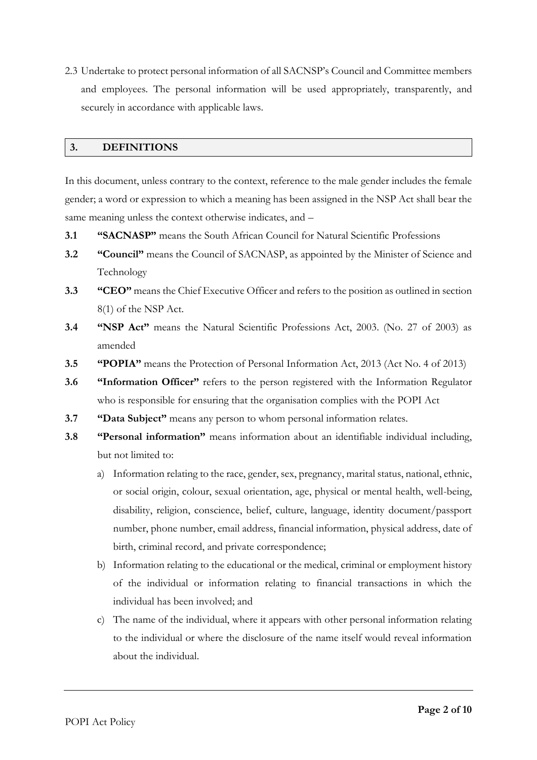2.3 Undertake to protect personal information of all SACNSP's Council and Committee members and employees. The personal information will be used appropriately, transparently, and securely in accordance with applicable laws.

## 3. DEFINITIONS

In this document, unless contrary to the context, reference to the male gender includes the female gender; a word or expression to which a meaning has been assigned in the NSP Act shall bear the same meaning unless the context otherwise indicates, and –

**3.1** **"SACNASP"** means the South African Council for Natural Scientific Professions

**3.2** **"Council"** means the Council of SACNASP, as appointed by the Minister of Science and Technology

**3.3** **"CEO"** means the Chief Executive Officer and refers to the position as outlined in section 8(1) of the NSP Act.

**3.4** **"NSP Act"** means the Natural Scientific Professions Act, 2003. (No. 27 of 2003) as amended

**3.5** **"POPIA"** means the Protection of Personal Information Act, 2013 (Act No. 4 of 2013)

**3.6** **"Information Officer"** refers to the person registered with the Information Regulator who is responsible for ensuring that the organisation complies with the POPI Act

**3.7** **"Data Subject"** means any person to whom personal information relates.

**3.8** **"Personal information"** means information about an identifiable individual including, but not limited to:

a) Information relating to the race, gender, sex, pregnancy, marital status, national, ethnic, or social origin, colour, sexual orientation, age, physical or mental health, well-being, disability, religion, conscience, belief, culture, language, identity document/passport number, phone number, email address, financial information, physical address, date of birth, criminal record, and private correspondence;

b) Information relating to the educational or the medical, criminal or employment history of the individual or information relating to financial transactions in which the individual has been involved; and

c) The name of the individual, where it appears with other personal information relating to the individual or where the disclosure of the name itself would reveal information about the individual.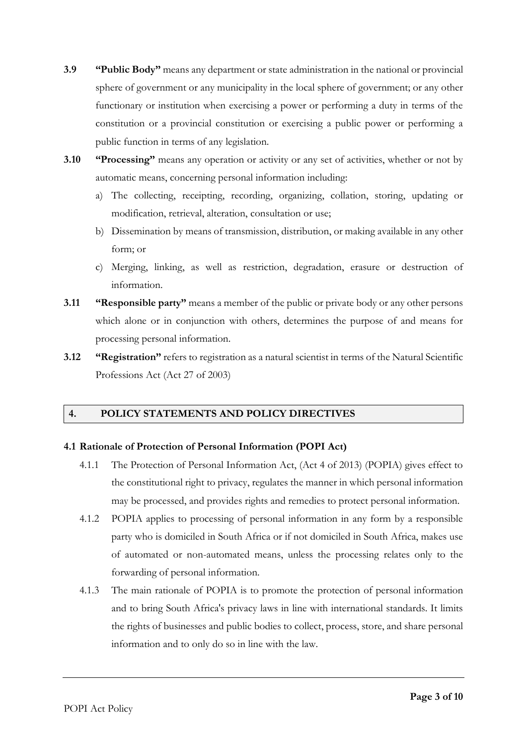**3.9** **"Public Body"** means any department or state administration in the national or provincial sphere of government or any municipality in the local sphere of government; or any other functionary or institution when exercising a power or performing a duty in terms of the constitution or a provincial constitution or exercising a public power or performing a public function in terms of any legislation.

**3.10** **"Processing"** means any operation or activity or any set of activities, whether or not by automatic means, concerning personal information including:

a) The collecting, receipting, recording, organizing, collation, storing, updating or modification, retrieval, alteration, consultation or use;

b) Dissemination by means of transmission, distribution, or making available in any other form; or

c) Merging, linking, as well as restriction, degradation, erasure or destruction of information.

**3.11** **"Responsible party"** means a member of the public or private body or any other persons which alone or in conjunction with others, determines the purpose of and means for processing personal information.

**3.12** **"Registration"** refers to registration as a natural scientist in terms of the Natural Scientific Professions Act (Act 27 of 2003)

## 4. POLICY STATEMENTS AND POLICY DIRECTIVES

### 4.1 Rationale of Protection of Personal Information (POPI Act)

4.1.1 The Protection of Personal Information Act, (Act 4 of 2013) (POPIA) gives effect to the constitutional right to privacy, regulates the manner in which personal information may be processed, and provides rights and remedies to protect personal information.

4.1.2 POPIA applies to processing of personal information in any form by a responsible party who is domiciled in South Africa or if not domiciled in South Africa, makes use of automated or non-automated means, unless the processing relates only to the forwarding of personal information.

4.1.3 The main rationale of POPIA is to promote the protection of personal information and to bring South Africa's privacy laws in line with international standards. It limits the rights of businesses and public bodies to collect, process, store, and share personal information and to only do so in line with the law.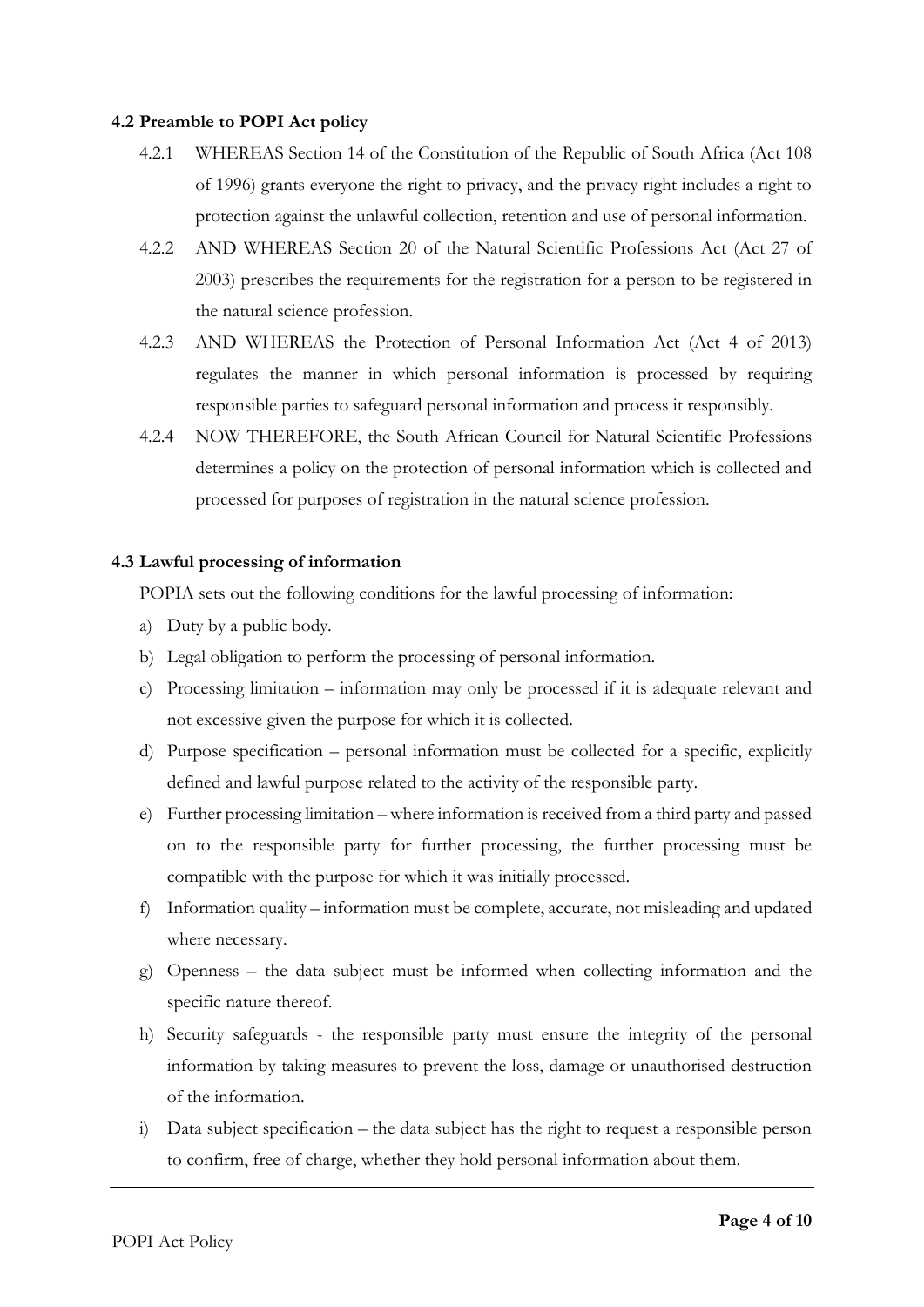### 4.2 Preamble to POPI Act policy

4.2.1 WHEREAS Section 14 of the Constitution of the Republic of South Africa (Act 108 of 1996) grants everyone the right to privacy, and the privacy right includes a right to protection against the unlawful collection, retention and use of personal information.

4.2.2 AND WHEREAS Section 20 of the Natural Scientific Professions Act (Act 27 of 2003) prescribes the requirements for the registration for a person to be registered in the natural science profession.

4.2.3 AND WHEREAS the Protection of Personal Information Act (Act 4 of 2013) regulates the manner in which personal information is processed by requiring responsible parties to safeguard personal information and process it responsibly.

4.2.4 NOW THEREFORE, the South African Council for Natural Scientific Professions determines a policy on the protection of personal information which is collected and processed for purposes of registration in the natural science profession.

### 4.3 Lawful processing of information

POPIA sets out the following conditions for the lawful processing of information:

a) Duty by a public body.
b) Legal obligation to perform the processing of personal information.
c) Processing limitation – information may only be processed if it is adequate relevant and not excessive given the purpose for which it is collected.
d) Purpose specification – personal information must be collected for a specific, explicitly defined and lawful purpose related to the activity of the responsible party.
e) Further processing limitation – where information is received from a third party and passed on to the responsible party for further processing, the further processing must be compatible with the purpose for which it was initially processed.
f) Information quality – information must be complete, accurate, not misleading and updated where necessary.
g) Openness – the data subject must be informed when collecting information and the specific nature thereof.
h) Security safeguards - the responsible party must ensure the integrity of the personal information by taking measures to prevent the loss, damage or unauthorised destruction of the information.
i) Data subject specification – the data subject has the right to request a responsible person to confirm, free of charge, whether they hold personal information about them.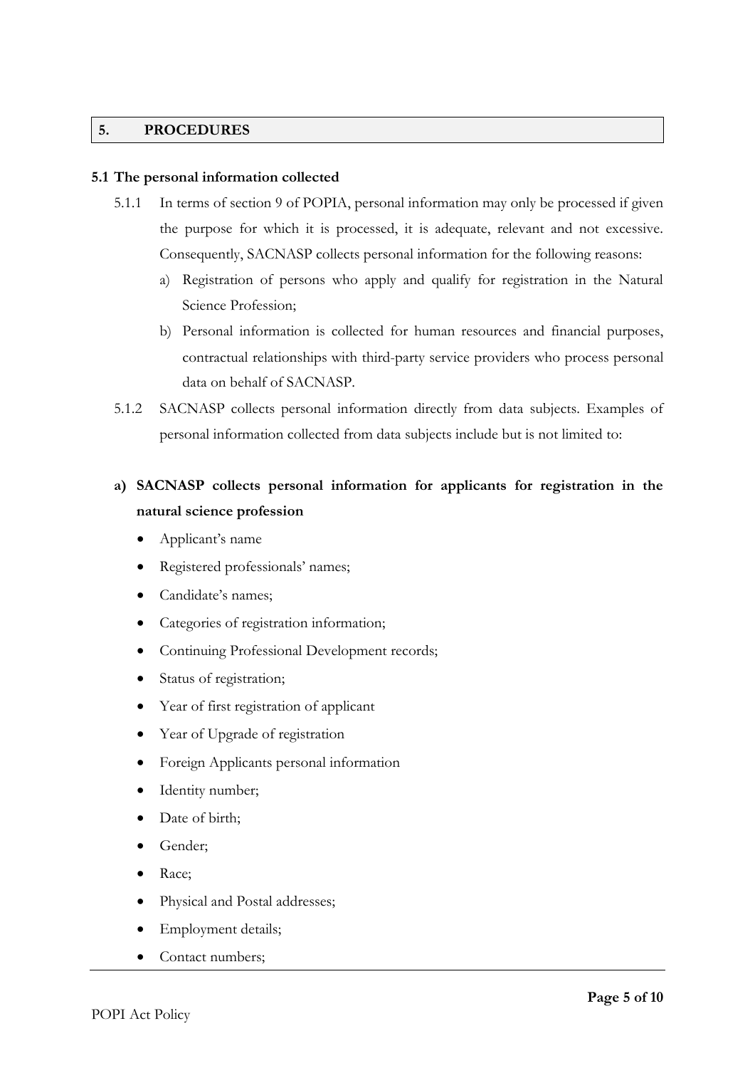## 5. PROCEDURES

### 5.1 The personal information collected

5.1.1 In terms of section 9 of POPIA, personal information may only be processed if given the purpose for which it is processed, it is adequate, relevant and not excessive. Consequently, SACNASP collects personal information for the following reasons:

a) Registration of persons who apply and qualify for registration in the Natural Science Profession;

b) Personal information is collected for human resources and financial purposes, contractual relationships with third-party service providers who process personal data on behalf of SACNASP.

5.1.2 SACNASP collects personal information directly from data subjects. Examples of personal information collected from data subjects include but is not limited to:

**a) SACNASP collects personal information for applicants for registration in the natural science profession**

- Applicant's name
- Registered professionals' names;
- Candidate's names;
- Categories of registration information;
- Continuing Professional Development records;
- Status of registration;
- Year of first registration of applicant
- Year of Upgrade of registration
- Foreign Applicants personal information
- Identity number;
- Date of birth;
- Gender;
- Race;
- Physical and Postal addresses;
- Employment details;
- Contact numbers;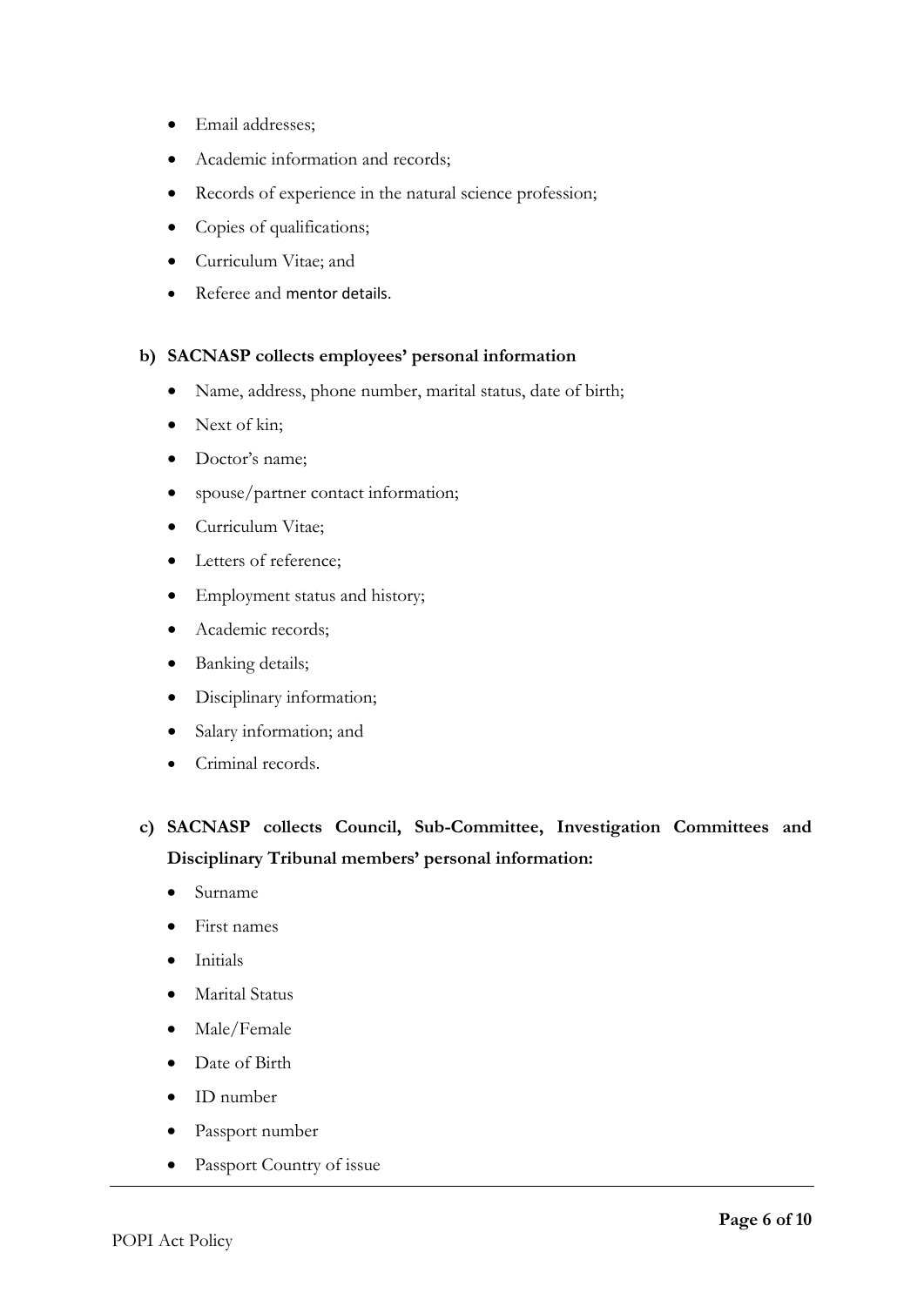- Email addresses;
- Academic information and records;
- Records of experience in the natural science profession;
- Copies of qualifications;
- Curriculum Vitae; and
- Referee and mentor details.

**b) SACNASP collects employees' personal information**

- Name, address, phone number, marital status, date of birth;
- Next of kin;
- Doctor's name;
- spouse/partner contact information;
- Curriculum Vitae;
- Letters of reference;
- Employment status and history;
- Academic records;
- Banking details;
- Disciplinary information;
- Salary information; and
- Criminal records.

**c) SACNASP collects Council, Sub-Committee, Investigation Committees and Disciplinary Tribunal members' personal information:**

- Surname
- First names
- Initials
- Marital Status
- Male/Female
- Date of Birth
- ID number
- Passport number
- Passport Country of issue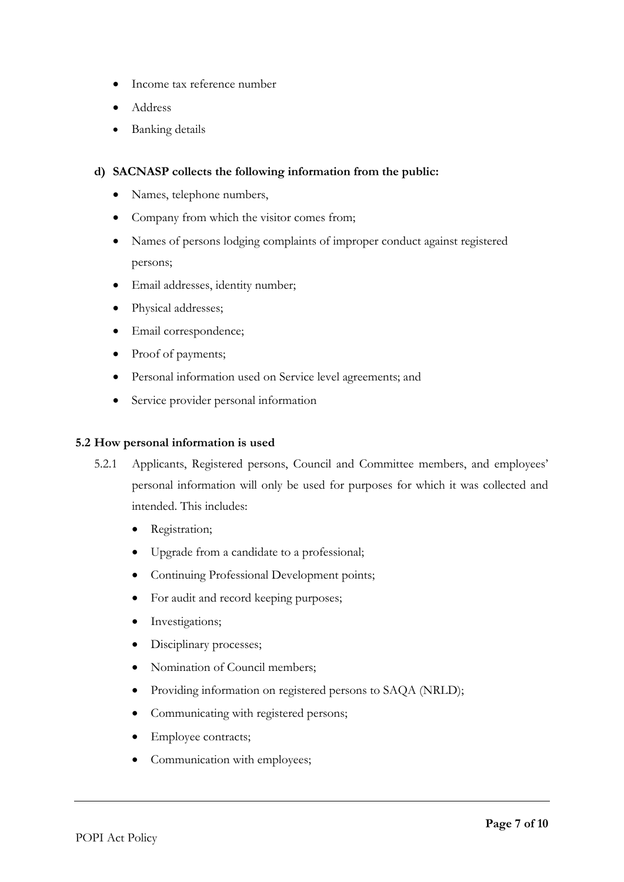- Income tax reference number
- Address
- Banking details

**d) SACNASP collects the following information from the public:**

- Names, telephone numbers,
- Company from which the visitor comes from;
- Names of persons lodging complaints of improper conduct against registered persons;
- Email addresses, identity number;
- Physical addresses;
- Email correspondence;
- Proof of payments;
- Personal information used on Service level agreements; and
- Service provider personal information

### 5.2 How personal information is used

5.2.1 Applicants, Registered persons, Council and Committee members, and employees' personal information will only be used for purposes for which it was collected and intended. This includes:

- Registration;
- Upgrade from a candidate to a professional;
- Continuing Professional Development points;
- For audit and record keeping purposes;
- Investigations;
- Disciplinary processes;
- Nomination of Council members;
- Providing information on registered persons to SAQA (NRLD);
- Communicating with registered persons;
- Employee contracts;
- Communication with employees;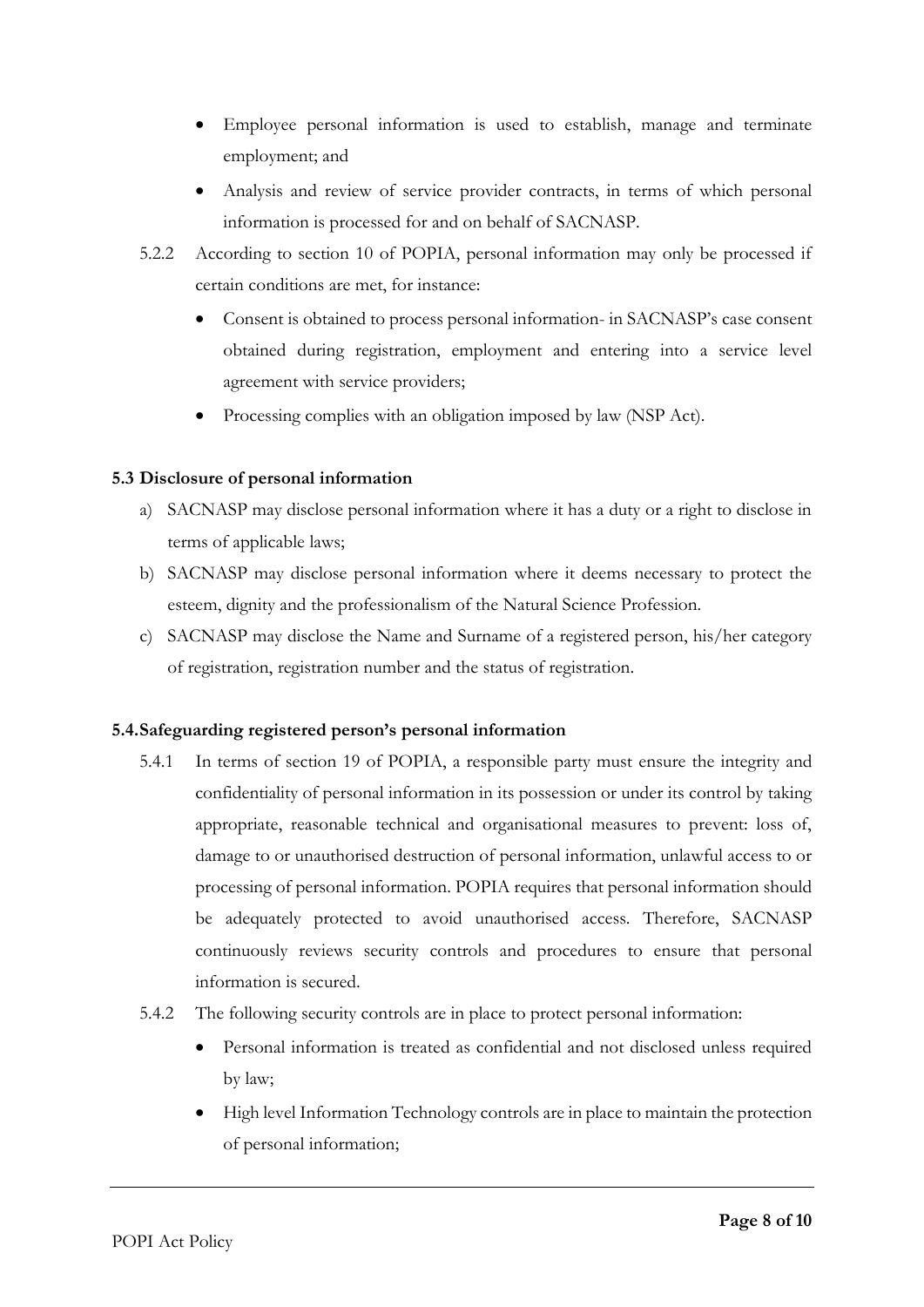- Employee personal information is used to establish, manage and terminate employment; and
- Analysis and review of service provider contracts, in terms of which personal information is processed for and on behalf of SACNASP.

5.2.2 According to section 10 of POPIA, personal information may only be processed if certain conditions are met, for instance:

- Consent is obtained to process personal information- in SACNASP's case consent obtained during registration, employment and entering into a service level agreement with service providers;
- Processing complies with an obligation imposed by law (NSP Act).

**5.3 Disclosure of personal information**

a) SACNASP may disclose personal information where it has a duty or a right to disclose in terms of applicable laws;

b) SACNASP may disclose personal information where it deems necessary to protect the esteem, dignity and the professionalism of the Natural Science Profession.

c) SACNASP may disclose the Name and Surname of a registered person, his/her category of registration, registration number and the status of registration.

**5.4. Safeguarding registered person's personal information**

5.4.1 In terms of section 19 of POPIA, a responsible party must ensure the integrity and confidentiality of personal information in its possession or under its control by taking appropriate, reasonable technical and organisational measures to prevent: loss of, damage to or unauthorised destruction of personal information, unlawful access to or processing of personal information. POPIA requires that personal information should be adequately protected to avoid unauthorised access. Therefore, SACNASP continuously reviews security controls and procedures to ensure that personal information is secured.

5.4.2 The following security controls are in place to protect personal information:

- Personal information is treated as confidential and not disclosed unless required by law;
- High level Information Technology controls are in place to maintain the protection of personal information;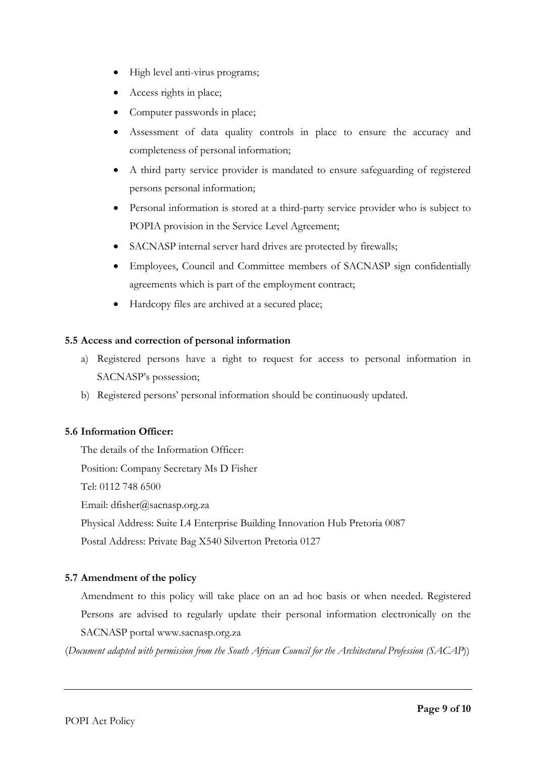- High level anti-virus programs;
- Access rights in place;
- Computer passwords in place;
- Assessment of data quality controls in place to ensure the accuracy and completeness of personal information;
- A third party service provider is mandated to ensure safeguarding of registered persons personal information;
- Personal information is stored at a third-party service provider who is subject to POPIA provision in the Service Level Agreement;
- SACNASP internal server hard drives are protected by firewalls;
- Employees, Council and Committee members of SACNASP sign confidentially agreements which is part of the employment contract;
- Hardcopy files are archived at a secured place;

### 5.5 Access and correction of personal information

a) Registered persons have a right to request for access to personal information in SACNASP's possession;

b) Registered persons' personal information should be continuously updated.

### 5.6 Information Officer:

The details of the Information Officer:

Position: Company Secretary Ms D Fisher

Tel: 0112 748 6500

Email: dfisher@sacnasp.org.za

Physical Address: Suite L4 Enterprise Building Innovation Hub Pretoria 0087

Postal Address: Private Bag X540 Silverton Pretoria 0127

### 5.7 Amendment of the policy

Amendment to this policy will take place on an ad hoc basis or when needed. Registered Persons are advised to regularly update their personal information electronically on the SACNASP portal www.sacnasp.org.za

(*Document adapted with permission from the South African Council for the Architectural Profession (SACAP)*)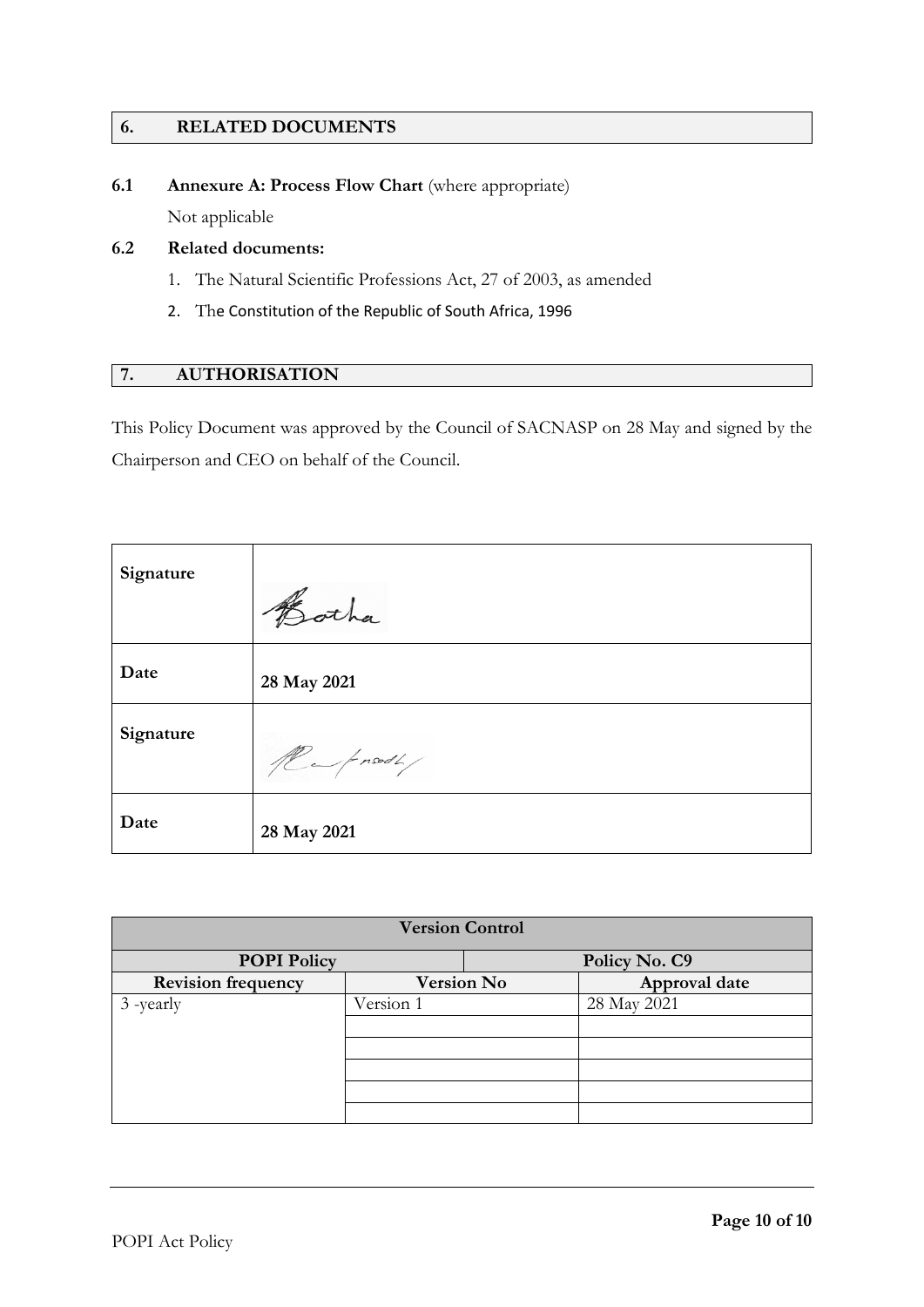## 6. RELATED DOCUMENTS

**6.1 Annexure A: Process Flow Chart** (where appropriate)

Not applicable

**6.2 Related documents:**

1. The Natural Scientific Professions Act, 27 of 2003, as amended
2. The Constitution of the Republic of South Africa, 1996

## 7. AUTHORISATION

This Policy Document was approved by the Council of SACNASP on 28 May and signed by the Chairperson and CEO on behalf of the Council.

| | |
|---|---|
| **Signature** | Botha |
| **Date** | **28 May 2021** |
| **Signature** | |
| **Date** | **28 May 2021** |

| Version Control | | |
|---|---|---|
| **POPI Policy** | | **Policy No. C9** |
| **Revision frequency** | **Version No** | **Approval date** |
| 3 -yearly | Version 1 | 28 May 2021 |
| | | |
| | | |
| | | |
| | | |
| | | |